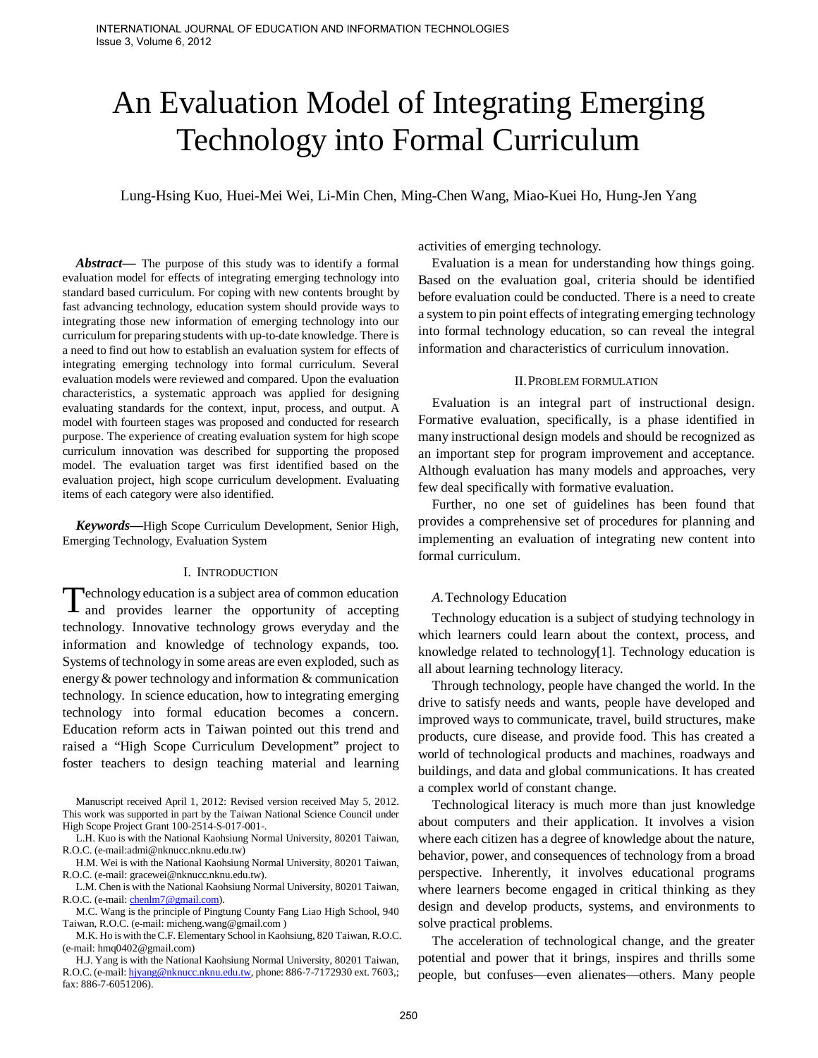# An Evaluation Model of Integrating Emerging Technology into Formal Curriculum

Lung-Hsing Kuo, Huei-Mei Wei, Li-Min Chen, Ming-Chen Wang, Miao-Kuei Ho, Hung-Jen Yang

***Abstract*—** The purpose of this study was to identify a formal evaluation model for effects of integrating emerging technology into standard based curriculum. For coping with new contents brought by fast advancing technology, education system should provide ways to integrating those new information of emerging technology into our curriculum for preparing students with up-to-date knowledge. There is a need to find out how to establish an evaluation system for effects of integrating emerging technology into formal curriculum. Several evaluation models were reviewed and compared. Upon the evaluation characteristics, a systematic approach was applied for designing evaluating standards for the context, input, process, and output. A model with fourteen stages was proposed and conducted for research purpose. The experience of creating evaluation system for high scope curriculum innovation was described for supporting the proposed model. The evaluation target was first identified based on the evaluation project, high scope curriculum development. Evaluating items of each category were also identified.

***Keywords*—**High Scope Curriculum Development, Senior High, Emerging Technology, Evaluation System

## I. Introduction

Technology education is a subject area of common education and provides learner the opportunity of accepting technology. Innovative technology grows everyday and the information and knowledge of technology expands, too. Systems of technology in some areas are even exploded, such as energy & power technology and information & communication technology. In science education, how to integrating emerging technology into formal education becomes a concern. Education reform acts in Taiwan pointed out this trend and raised a "High Scope Curriculum Development" project to foster teachers to design teaching material and learning activities of emerging technology.

Evaluation is a mean for understanding how things going. Based on the evaluation goal, criteria should be identified before evaluation could be conducted. There is a need to create a system to pin point effects of integrating emerging technology into formal technology education, so can reveal the integral information and characteristics of curriculum innovation.

Manuscript received April 1, 2012: Revised version received May 5, 2012. This work was supported in part by the Taiwan National Science Council under High Scope Project Grant 100-2514-S-017-001-.

L.H. Kuo is with the National Kaohsiung Normal University, 80201 Taiwan, R.O.C. (e-mail:admi@nknucc.nknu.edu.tw)

H.M. Wei is with the National Kaohsiung Normal University, 80201 Taiwan, R.O.C. (e-mail: gracewei@nknucc.nknu.edu.tw).

L.M. Chen is with the National Kaohsiung Normal University, 80201 Taiwan, R.O.C. (e-mail: chenlm7@gmail.com).

M.C. Wang is the principle of Pingtung County Fang Liao High School, 940 Taiwan, R.O.C. (e-mail: micheng.wang@gmail.com )

M.K. Ho is with the C.F. Elementary School in Kaohsiung, 820 Taiwan, R.O.C. (e-mail: hmq0402@gmail.com)

H.J. Yang is with the National Kaohsiung Normal University, 80201 Taiwan, R.O.C. (e-mail: hjyang@nknucc.nknu.edu.tw, phone: 886-7-7172930 ext. 7603,; fax: 886-7-6051206).

## II. Problem Formulation

Evaluation is an integral part of instructional design. Formative evaluation, specifically, is a phase identified in many instructional design models and should be recognized as an important step for program improvement and acceptance. Although evaluation has many models and approaches, very few deal specifically with formative evaluation.

Further, no one set of guidelines has been found that provides a comprehensive set of procedures for planning and implementing an evaluation of integrating new content into formal curriculum.

### *A.* Technology Education

Technology education is a subject of studying technology in which learners could learn about the context, process, and knowledge related to technology[1]. Technology education is all about learning technology literacy.

Through technology, people have changed the world. In the drive to satisfy needs and wants, people have developed and improved ways to communicate, travel, build structures, make products, cure disease, and provide food. This has created a world of technological products and machines, roadways and buildings, and data and global communications. It has created a complex world of constant change.

Technological literacy is much more than just knowledge about computers and their application. It involves a vision where each citizen has a degree of knowledge about the nature, behavior, power, and consequences of technology from a broad perspective. Inherently, it involves educational programs where learners become engaged in critical thinking as they design and develop products, systems, and environments to solve practical problems.

The acceleration of technological change, and the greater potential and power that it brings, inspires and thrills some people, but confuses—even alienates—others. Many people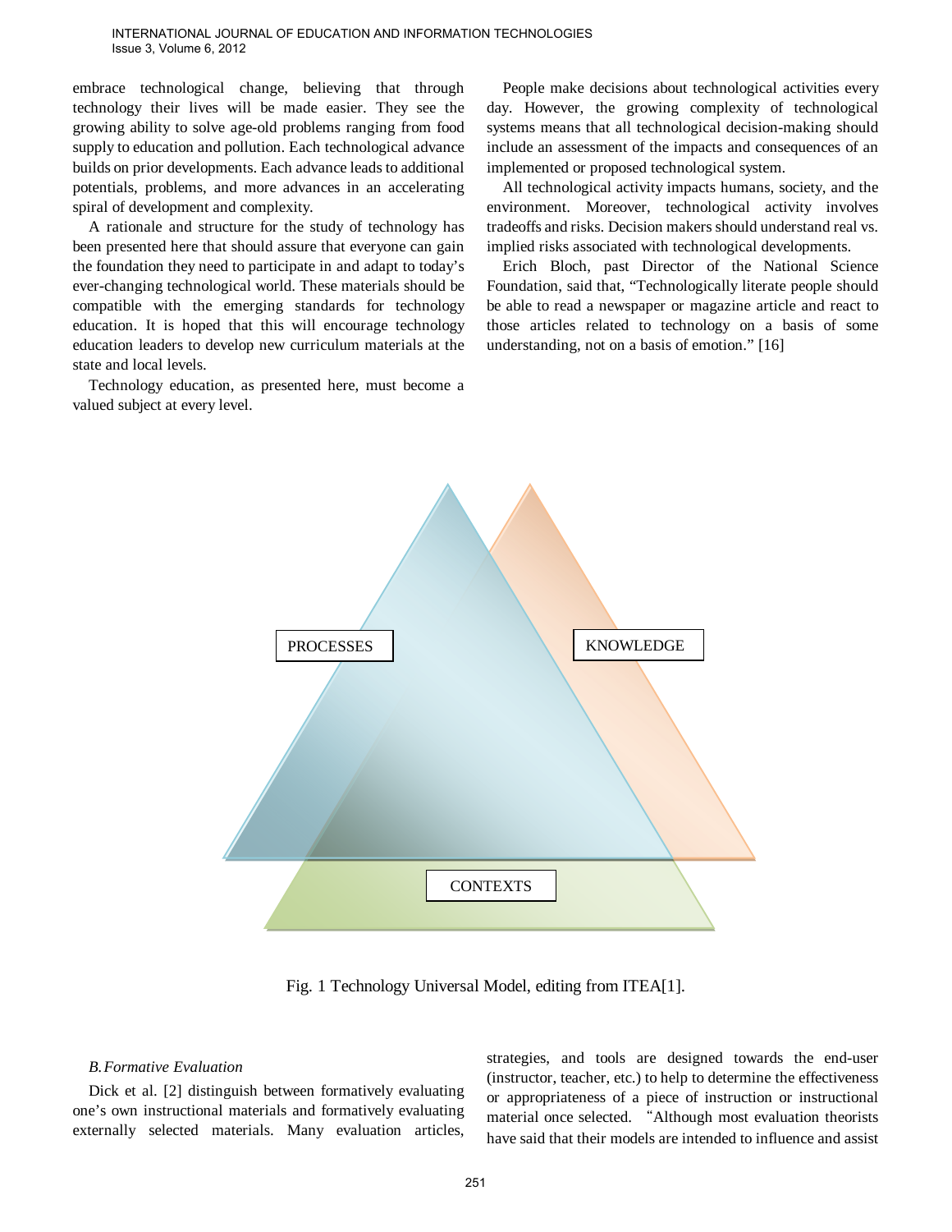embrace technological change, believing that through technology their lives will be made easier. They see the growing ability to solve age-old problems ranging from food supply to education and pollution. Each technological advance builds on prior developments. Each advance leads to additional potentials, problems, and more advances in an accelerating spiral of development and complexity.

A rationale and structure for the study of technology has been presented here that should assure that everyone can gain the foundation they need to participate in and adapt to today's ever-changing technological world. These materials should be compatible with the emerging standards for technology education. It is hoped that this will encourage technology education leaders to develop new curriculum materials at the state and local levels.

Technology education, as presented here, must become a valued subject at every level.

People make decisions about technological activities every day. However, the growing complexity of technological systems means that all technological decision-making should include an assessment of the impacts and consequences of an implemented or proposed technological system.

All technological activity impacts humans, society, and the environment. Moreover, technological activity involves tradeoffs and risks. Decision makers should understand real vs. implied risks associated with technological developments.

Erich Bloch, past Director of the National Science Foundation, said that, "Technologically literate people should be able to read a newspaper or magazine article and react to those articles related to technology on a basis of some understanding, not on a basis of emotion." [16]

PROCESSES

KNOWLEDGE

CONTEXTS

Fig. 1 Technology Universal Model, editing from ITEA[1].

### B. Formative Evaluation

Dick et al. [2] distinguish between formatively evaluating one's own instructional materials and formatively evaluating externally selected materials. Many evaluation articles, strategies, and tools are designed towards the end-user (instructor, teacher, etc.) to help to determine the effectiveness or appropriateness of a piece of instruction or instructional material once selected. "Although most evaluation theorists have said that their models are intended to influence and assist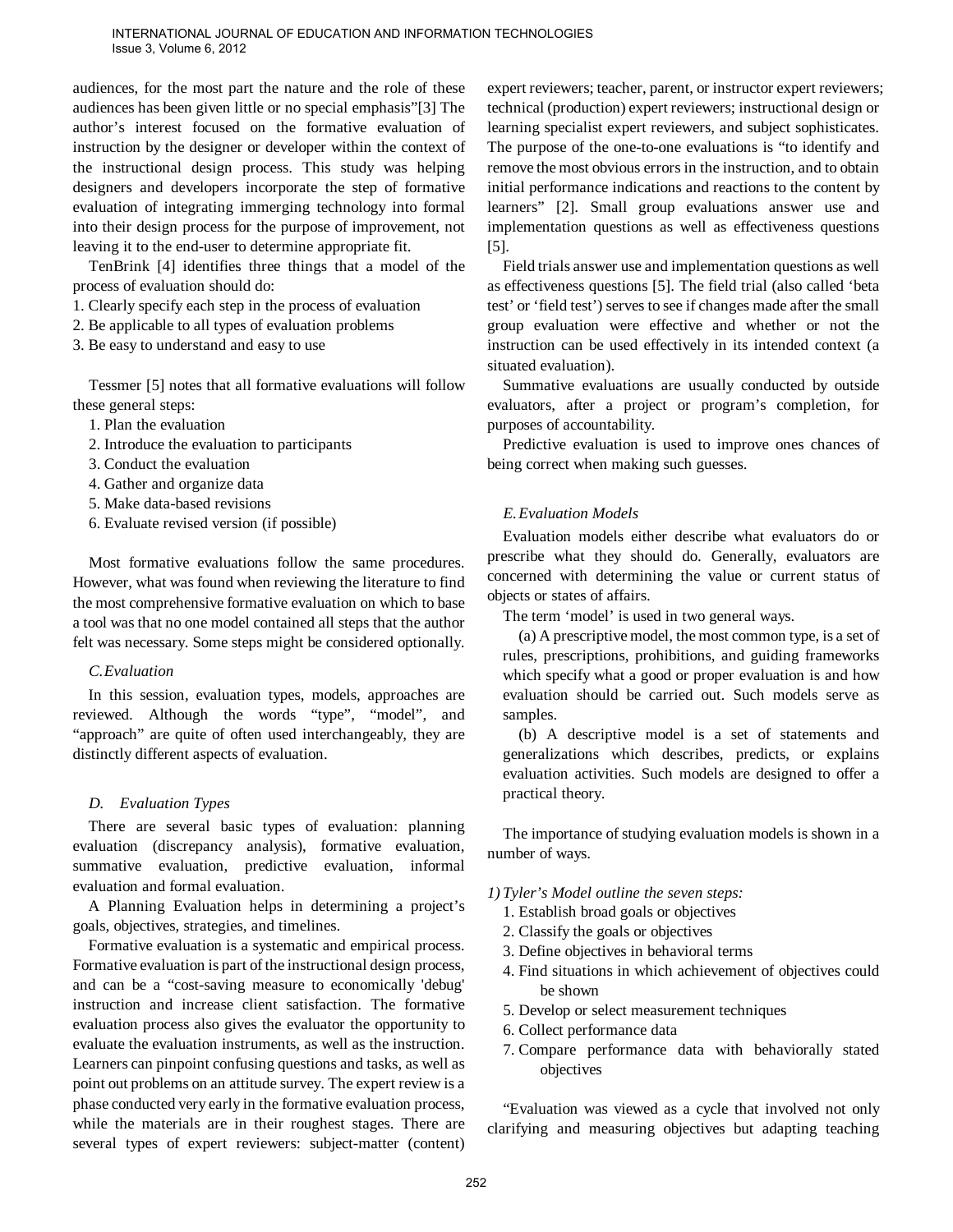audiences, for the most part the nature and the role of these audiences has been given little or no special emphasis"[3] The author's interest focused on the formative evaluation of instruction by the designer or developer within the context of the instructional design process. This study was helping designers and developers incorporate the step of formative evaluation of integrating immerging technology into formal into their design process for the purpose of improvement, not leaving it to the end-user to determine appropriate fit.

TenBrink [4] identifies three things that a model of the process of evaluation should do:

1. Clearly specify each step in the process of evaluation
2. Be applicable to all types of evaluation problems
3. Be easy to understand and easy to use

Tessmer [5] notes that all formative evaluations will follow these general steps:

1. Plan the evaluation
2. Introduce the evaluation to participants
3. Conduct the evaluation
4. Gather and organize data
5. Make data-based revisions
6. Evaluate revised version (if possible)

Most formative evaluations follow the same procedures. However, what was found when reviewing the literature to find the most comprehensive formative evaluation on which to base a tool was that no one model contained all steps that the author felt was necessary. Some steps might be considered optionally.

### *C. Evaluation*

In this session, evaluation types, models, approaches are reviewed. Although the words "type", "model", and "approach" are quite of often used interchangeably, they are distinctly different aspects of evaluation.

### *D. Evaluation Types*

There are several basic types of evaluation: planning evaluation (discrepancy analysis), formative evaluation, summative evaluation, predictive evaluation, informal evaluation and formal evaluation.

A Planning Evaluation helps in determining a project's goals, objectives, strategies, and timelines.

Formative evaluation is a systematic and empirical process. Formative evaluation is part of the instructional design process, and can be a "cost-saving measure to economically 'debug' instruction and increase client satisfaction. The formative evaluation process also gives the evaluator the opportunity to evaluate the evaluation instruments, as well as the instruction. Learners can pinpoint confusing questions and tasks, as well as point out problems on an attitude survey. The expert review is a phase conducted very early in the formative evaluation process, while the materials are in their roughest stages. There are several types of expert reviewers: subject-matter (content) expert reviewers; teacher, parent, or instructor expert reviewers; technical (production) expert reviewers; instructional design or learning specialist expert reviewers, and subject sophisticates. The purpose of the one-to-one evaluations is "to identify and remove the most obvious errors in the instruction, and to obtain initial performance indications and reactions to the content by learners" [2]. Small group evaluations answer use and implementation questions as well as effectiveness questions [5].

Field trials answer use and implementation questions as well as effectiveness questions [5]. The field trial (also called 'beta test' or 'field test') serves to see if changes made after the small group evaluation were effective and whether or not the instruction can be used effectively in its intended context (a situated evaluation).

Summative evaluations are usually conducted by outside evaluators, after a project or program's completion, for purposes of accountability.

Predictive evaluation is used to improve ones chances of being correct when making such guesses.

### *E. Evaluation Models*

Evaluation models either describe what evaluators do or prescribe what they should do. Generally, evaluators are concerned with determining the value or current status of objects or states of affairs.

The term 'model' is used in two general ways.

(a) A prescriptive model, the most common type, is a set of rules, prescriptions, prohibitions, and guiding frameworks which specify what a good or proper evaluation is and how evaluation should be carried out. Such models serve as samples.

(b) A descriptive model is a set of statements and generalizations which describes, predicts, or explains evaluation activities. Such models are designed to offer a practical theory.

The importance of studying evaluation models is shown in a number of ways.

#### *1) Tyler's Model outline the seven steps:*

1. Establish broad goals or objectives
2. Classify the goals or objectives
3. Define objectives in behavioral terms
4. Find situations in which achievement of objectives could be shown
5. Develop or select measurement techniques
6. Collect performance data
7. Compare performance data with behaviorally stated objectives

"Evaluation was viewed as a cycle that involved not only clarifying and measuring objectives but adapting teaching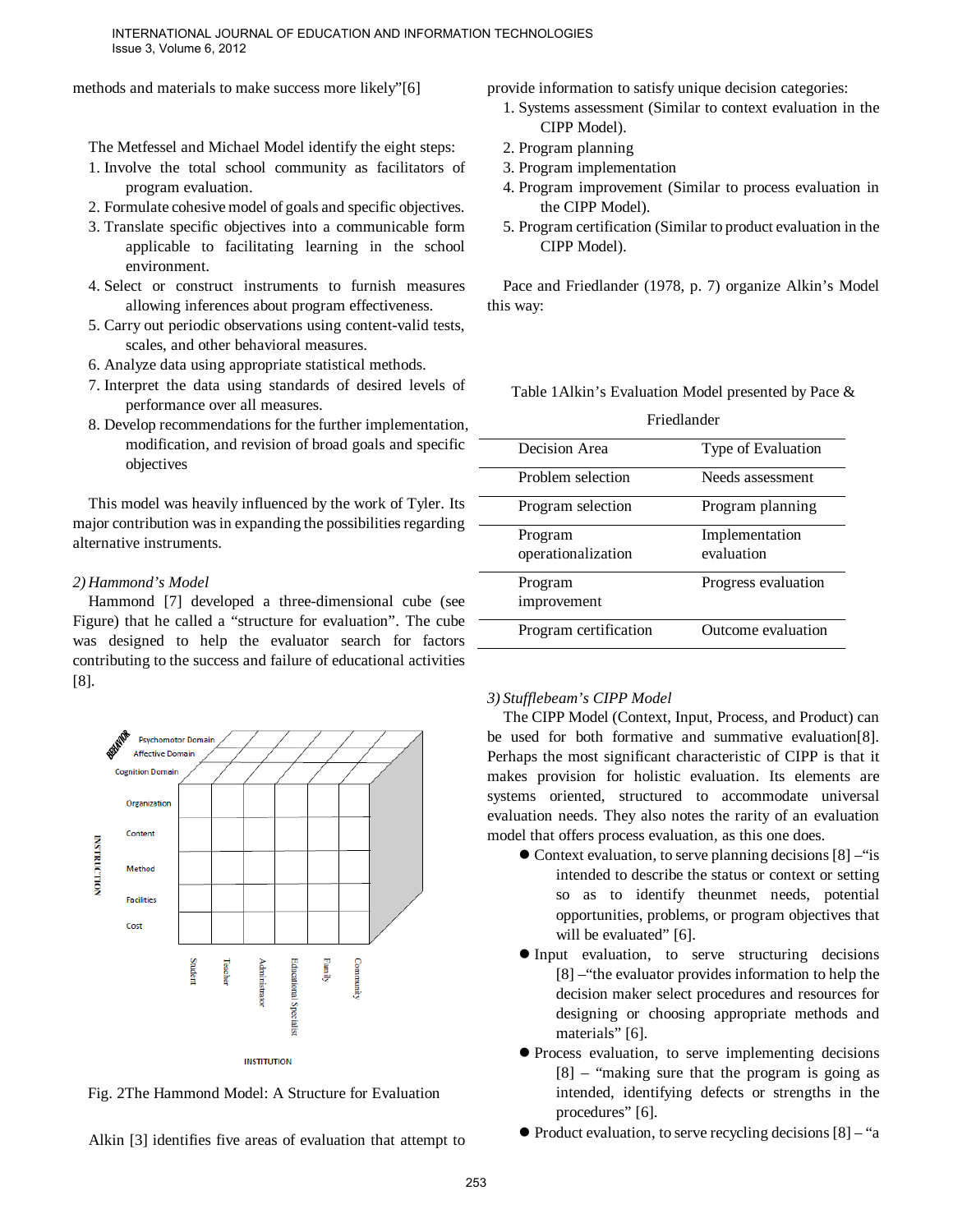methods and materials to make success more likely"[6]

The Metfessel and Michael Model identify the eight steps:

1. Involve the total school community as facilitators of program evaluation.
2. Formulate cohesive model of goals and specific objectives.
3. Translate specific objectives into a communicable form applicable to facilitating learning in the school environment.
4. Select or construct instruments to furnish measures allowing inferences about program effectiveness.
5. Carry out periodic observations using content-valid tests, scales, and other behavioral measures.
6. Analyze data using appropriate statistical methods.
7. Interpret the data using standards of desired levels of performance over all measures.
8. Develop recommendations for the further implementation, modification, and revision of broad goals and specific objectives

This model was heavily influenced by the work of Tyler. Its major contribution was in expanding the possibilities regarding alternative instruments.

*2) Hammond's Model*

Hammond [7] developed a three-dimensional cube (see Figure) that he called a "structure for evaluation". The cube was designed to help the evaluator search for factors contributing to the success and failure of educational activities [8].

Fig. 2The Hammond Model: A Structure for Evaluation

Alkin [3] identifies five areas of evaluation that attempt to provide information to satisfy unique decision categories:

1. Systems assessment (Similar to context evaluation in the CIPP Model).
2. Program planning
3. Program implementation
4. Program improvement (Similar to process evaluation in the CIPP Model).
5. Program certification (Similar to product evaluation in the CIPP Model).

Pace and Friedlander (1978, p. 7) organize Alkin's Model this way:

Table 1Alkin's Evaluation Model presented by Pace & Friedlander

| Decision Area | Type of Evaluation |
|---|---|
| Problem selection | Needs assessment |
| Program selection | Program planning |
| Program operationalization | Implementation evaluation |
| Program improvement | Progress evaluation |
| Program certification | Outcome evaluation |

*3) Stufflebeam's CIPP Model*

The CIPP Model (Context, Input, Process, and Product) can be used for both formative and summative evaluation[8]. Perhaps the most significant characteristic of CIPP is that it makes provision for holistic evaluation. Its elements are systems oriented, structured to accommodate universal evaluation needs. They also notes the rarity of an evaluation model that offers process evaluation, as this one does.

- Context evaluation, to serve planning decisions [8] –"is intended to describe the status or context or setting so as to identify theunmet needs, potential opportunities, problems, or program objectives that will be evaluated" [6].
- Input evaluation, to serve structuring decisions [8] –"the evaluator provides information to help the decision maker select procedures and resources for designing or choosing appropriate methods and materials" [6].
- Process evaluation, to serve implementing decisions [8] – "making sure that the program is going as intended, identifying defects or strengths in the procedures" [6].
- Product evaluation, to serve recycling decisions [8] – "a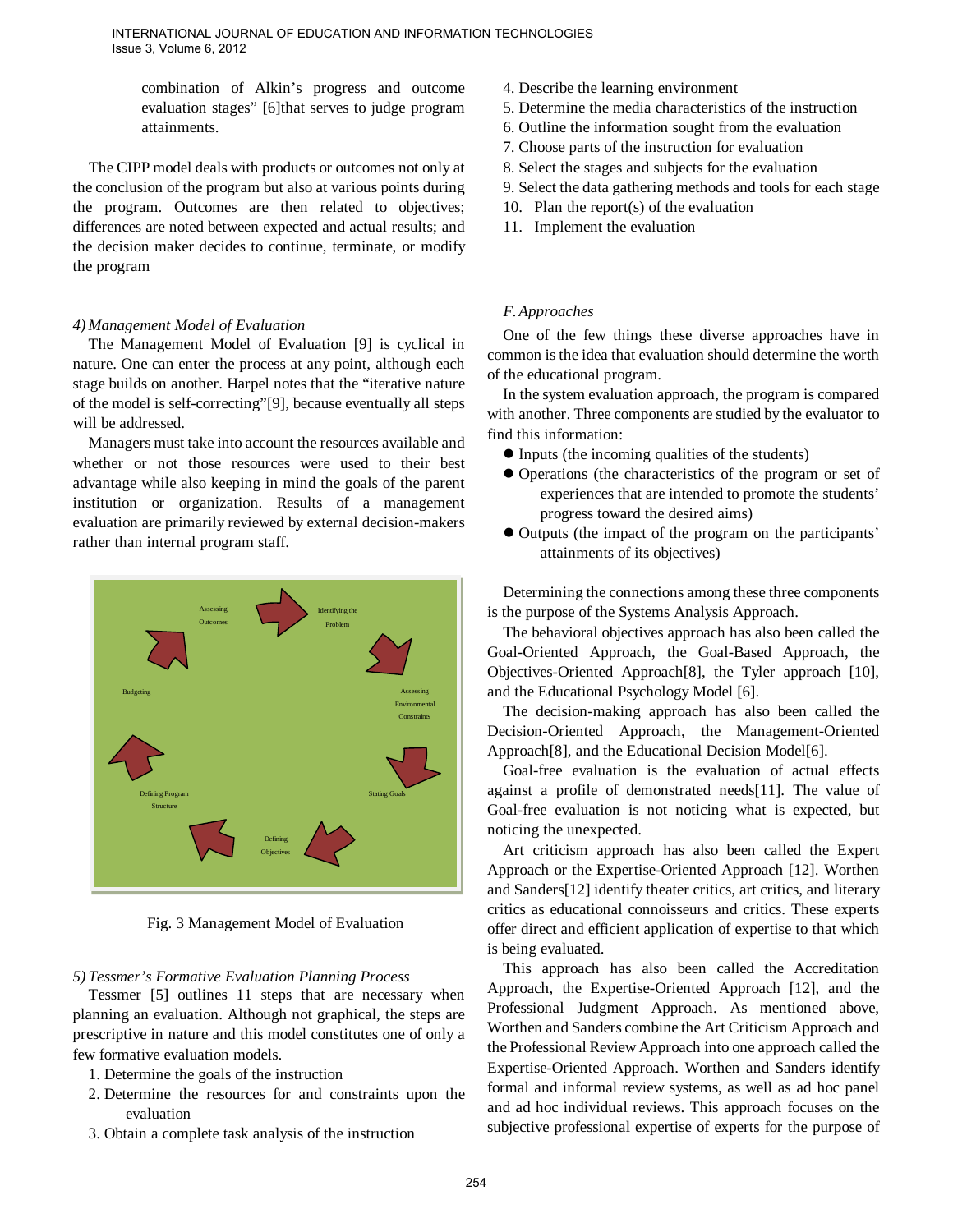combination of Alkin's progress and outcome evaluation stages" [6]that serves to judge program attainments.

The CIPP model deals with products or outcomes not only at the conclusion of the program but also at various points during the program. Outcomes are then related to objectives; differences are noted between expected and actual results; and the decision maker decides to continue, terminate, or modify the program

### 4) *Management Model of Evaluation*

The Management Model of Evaluation [9] is cyclical in nature. One can enter the process at any point, although each stage builds on another. Harpel notes that the "iterative nature of the model is self-correcting"[9], because eventually all steps will be addressed.

Managers must take into account the resources available and whether or not those resources were used to their best advantage while also keeping in mind the goals of the parent institution or organization. Results of a management evaluation are primarily reviewed by external decision-makers rather than internal program staff.

Assessing Outcomes

Identifying the Problem

Assessing Environmental Constraints

Stating Goals

Defining Objectives

Defining Program Structure

Budgeting

Fig. 3 Management Model of Evaluation

### 5) *Tessmer's Formative Evaluation Planning Process*

Tessmer [5] outlines 11 steps that are necessary when planning an evaluation. Although not graphical, the steps are prescriptive in nature and this model constitutes one of only a few formative evaluation models.

1. Determine the goals of the instruction
2. Determine the resources for and constraints upon the evaluation
3. Obtain a complete task analysis of the instruction
4. Describe the learning environment
5. Determine the media characteristics of the instruction
6. Outline the information sought from the evaluation
7. Choose parts of the instruction for evaluation
8. Select the stages and subjects for the evaluation
9. Select the data gathering methods and tools for each stage
10. Plan the report(s) of the evaluation
11. Implement the evaluation

## *F. Approaches*

One of the few things these diverse approaches have in common is the idea that evaluation should determine the worth of the educational program.

In the system evaluation approach, the program is compared with another. Three components are studied by the evaluator to find this information:

- Inputs (the incoming qualities of the students)
- Operations (the characteristics of the program or set of experiences that are intended to promote the students' progress toward the desired aims)
- Outputs (the impact of the program on the participants' attainments of its objectives)

Determining the connections among these three components is the purpose of the Systems Analysis Approach.

The behavioral objectives approach has also been called the Goal-Oriented Approach, the Goal-Based Approach, the Objectives-Oriented Approach[8], the Tyler approach [10], and the Educational Psychology Model [6].

The decision-making approach has also been called the Decision-Oriented Approach, the Management-Oriented Approach[8], and the Educational Decision Model[6].

Goal-free evaluation is the evaluation of actual effects against a profile of demonstrated needs[11]. The value of Goal-free evaluation is not noticing what is expected, but noticing the unexpected.

Art criticism approach has also been called the Expert Approach or the Expertise-Oriented Approach [12]. Worthen and Sanders[12] identify theater critics, art critics, and literary critics as educational connoisseurs and critics. These experts offer direct and efficient application of expertise to that which is being evaluated.

This approach has also been called the Accreditation Approach, the Expertise-Oriented Approach [12], and the Professional Judgment Approach. As mentioned above, Worthen and Sanders combine the Art Criticism Approach and the Professional Review Approach into one approach called the Expertise-Oriented Approach. Worthen and Sanders identify formal and informal review systems, as well as ad hoc panel and ad hoc individual reviews. This approach focuses on the subjective professional expertise of experts for the purpose of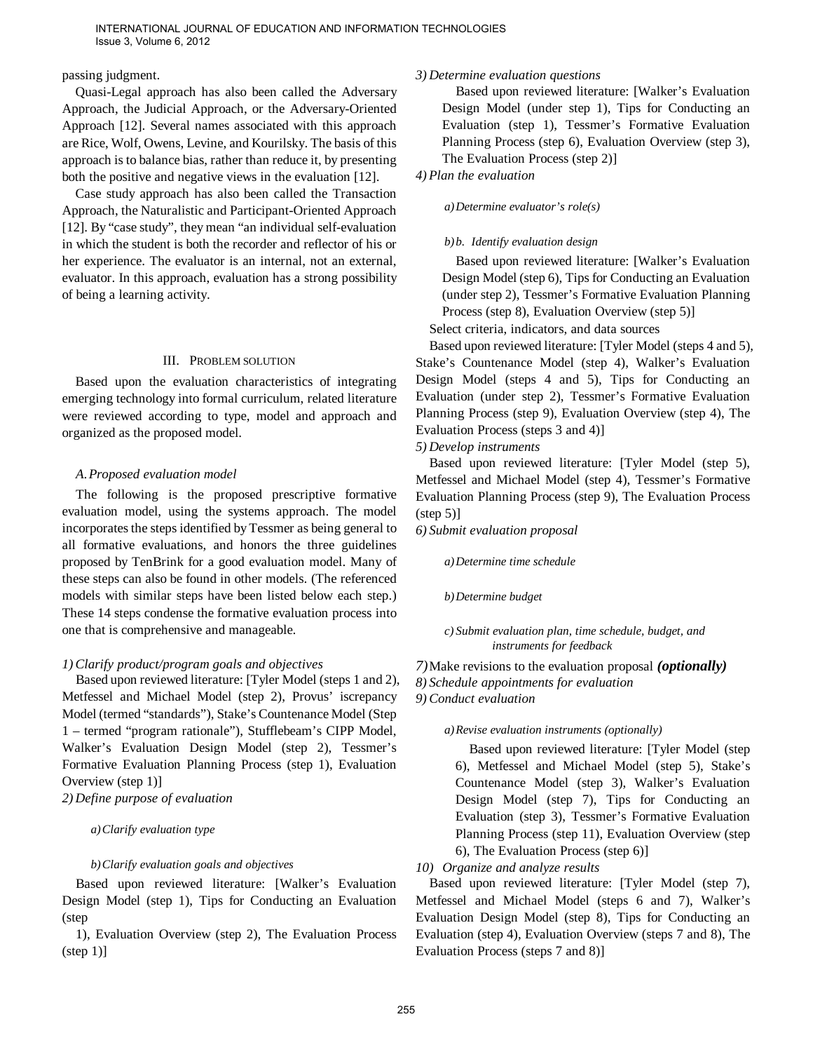passing judgment.

Quasi-Legal approach has also been called the Adversary Approach, the Judicial Approach, or the Adversary-Oriented Approach [12]. Several names associated with this approach are Rice, Wolf, Owens, Levine, and Kourilsky. The basis of this approach is to balance bias, rather than reduce it, by presenting both the positive and negative views in the evaluation [12].

Case study approach has also been called the Transaction Approach, the Naturalistic and Participant-Oriented Approach [12]. By "case study", they mean "an individual self-evaluation in which the student is both the recorder and reflector of his or her experience. The evaluator is an internal, not an external, evaluator. In this approach, evaluation has a strong possibility of being a learning activity.

## III. Problem Solution

Based upon the evaluation characteristics of integrating emerging technology into formal curriculum, related literature were reviewed according to type, model and approach and organized as the proposed model.

### A. Proposed evaluation model

The following is the proposed prescriptive formative evaluation model, using the systems approach. The model incorporates the steps identified by Tessmer as being general to all formative evaluations, and honors the three guidelines proposed by TenBrink for a good evaluation model. Many of these steps can also be found in other models. (The referenced models with similar steps have been listed below each step.) These 14 steps condense the formative evaluation process into one that is comprehensive and manageable.

*1) Clarify product/program goals and objectives*

Based upon reviewed literature: [Tyler Model (steps 1 and 2), Metfessel and Michael Model (step 2), Provus' iscrepancy Model (termed "standards"), Stake's Countenance Model (Step 1 – termed "program rationale"), Stufflebeam's CIPP Model, Walker's Evaluation Design Model (step 2), Tessmer's Formative Evaluation Planning Process (step 1), Evaluation Overview (step 1)]

*2) Define purpose of evaluation*

*a) Clarify evaluation type*

*b) Clarify evaluation goals and objectives*

Based upon reviewed literature: [Walker's Evaluation Design Model (step 1), Tips for Conducting an Evaluation (step 1), Evaluation Overview (step 2), The Evaluation Process (step 1)]

*3) Determine evaluation questions*

Based upon reviewed literature: [Walker's Evaluation Design Model (under step 1), Tips for Conducting an Evaluation (step 1), Tessmer's Formative Evaluation Planning Process (step 6), Evaluation Overview (step 3), The Evaluation Process (step 2)]

*4) Plan the evaluation*

*a) Determine evaluator's role(s)*

*b) b. Identify evaluation design*

Based upon reviewed literature: [Walker's Evaluation Design Model (step 6), Tips for Conducting an Evaluation (under step 2), Tessmer's Formative Evaluation Planning Process (step 8), Evaluation Overview (step 5)]

Select criteria, indicators, and data sources

Based upon reviewed literature: [Tyler Model (steps 4 and 5), Stake's Countenance Model (step 4), Walker's Evaluation Design Model (steps 4 and 5), Tips for Conducting an Evaluation (under step 2), Tessmer's Formative Evaluation Planning Process (step 9), Evaluation Overview (step 4), The Evaluation Process (steps 3 and 4)]

*5) Develop instruments*

Based upon reviewed literature: [Tyler Model (step 5), Metfessel and Michael Model (step 4), Tessmer's Formative Evaluation Planning Process (step 9), The Evaluation Process (step 5)]

*6) Submit evaluation proposal*

*a) Determine time schedule*

*b) Determine budget*

*c) Submit evaluation plan, time schedule, budget, and instruments for feedback*

*7)* Make revisions to the evaluation proposal ***(optionally)***

*8) Schedule appointments for evaluation*

*9) Conduct evaluation*

*a) Revise evaluation instruments (optionally)*

Based upon reviewed literature: [Tyler Model (step 6), Metfessel and Michael Model (step 5), Stake's Countenance Model (step 3), Walker's Evaluation Design Model (step 7), Tips for Conducting an Evaluation (step 3), Tessmer's Formative Evaluation Planning Process (step 11), Evaluation Overview (step 6), The Evaluation Process (step 6)]

*10) Organize and analyze results*

Based upon reviewed literature: [Tyler Model (step 7), Metfessel and Michael Model (steps 6 and 7), Walker's Evaluation Design Model (step 8), Tips for Conducting an Evaluation (step 4), Evaluation Overview (steps 7 and 8), The Evaluation Process (steps 7 and 8)]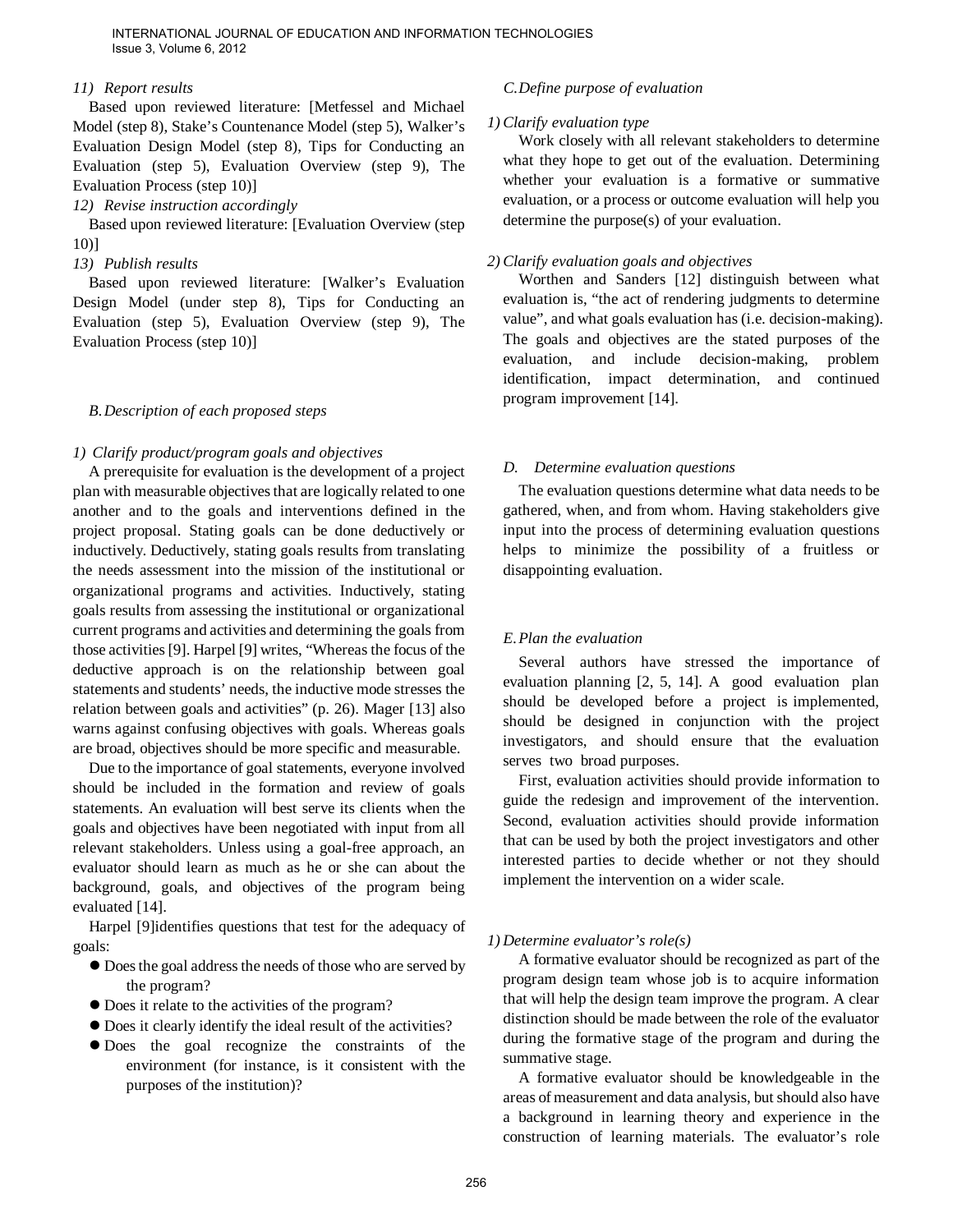*11) Report results*

Based upon reviewed literature: [Metfessel and Michael Model (step 8), Stake's Countenance Model (step 5), Walker's Evaluation Design Model (step 8), Tips for Conducting an Evaluation (step 5), Evaluation Overview (step 9), The Evaluation Process (step 10)]

*12) Revise instruction accordingly*

Based upon reviewed literature: [Evaluation Overview (step 10)]

*13) Publish results*

Based upon reviewed literature: [Walker's Evaluation Design Model (under step 8), Tips for Conducting an Evaluation (step 5), Evaluation Overview (step 9), The Evaluation Process (step 10)]

### *B. Description of each proposed steps*

*1) Clarify product/program goals and objectives*

A prerequisite for evaluation is the development of a project plan with measurable objectives that are logically related to one another and to the goals and interventions defined in the project proposal. Stating goals can be done deductively or inductively. Deductively, stating goals results from translating the needs assessment into the mission of the institutional or organizational programs and activities. Inductively, stating goals results from assessing the institutional or organizational current programs and activities and determining the goals from those activities [9]. Harpel [9] writes, "Whereas the focus of the deductive approach is on the relationship between goal statements and students' needs, the inductive mode stresses the relation between goals and activities" (p. 26). Mager [13] also warns against confusing objectives with goals. Whereas goals are broad, objectives should be more specific and measurable.

Due to the importance of goal statements, everyone involved should be included in the formation and review of goals statements. An evaluation will best serve its clients when the goals and objectives have been negotiated with input from all relevant stakeholders. Unless using a goal-free approach, an evaluator should learn as much as he or she can about the background, goals, and objectives of the program being evaluated [14].

Harpel [9]identifies questions that test for the adequacy of goals:

- Does the goal address the needs of those who are served by the program?
- Does it relate to the activities of the program?
- Does it clearly identify the ideal result of the activities?
- Does the goal recognize the constraints of the environment (for instance, is it consistent with the purposes of the institution)?

### *C. Define purpose of evaluation*

*1) Clarify evaluation type*

Work closely with all relevant stakeholders to determine what they hope to get out of the evaluation. Determining whether your evaluation is a formative or summative evaluation, or a process or outcome evaluation will help you determine the purpose(s) of your evaluation.

*2) Clarify evaluation goals and objectives*

Worthen and Sanders [12] distinguish between what evaluation is, "the act of rendering judgments to determine value", and what goals evaluation has (i.e. decision-making). The goals and objectives are the stated purposes of the evaluation, and include decision-making, problem identification, impact determination, and continued program improvement [14].

### *D. Determine evaluation questions*

The evaluation questions determine what data needs to be gathered, when, and from whom. Having stakeholders give input into the process of determining evaluation questions helps to minimize the possibility of a fruitless or disappointing evaluation.

### *E. Plan the evaluation*

Several authors have stressed the importance of evaluation planning [2, 5, 14]. A good evaluation plan should be developed before a project is implemented, should be designed in conjunction with the project investigators, and should ensure that the evaluation serves two broad purposes.

First, evaluation activities should provide information to guide the redesign and improvement of the intervention. Second, evaluation activities should provide information that can be used by both the project investigators and other interested parties to decide whether or not they should implement the intervention on a wider scale.

*1) Determine evaluator's role(s)*

A formative evaluator should be recognized as part of the program design team whose job is to acquire information that will help the design team improve the program. A clear distinction should be made between the role of the evaluator during the formative stage of the program and during the summative stage.

A formative evaluator should be knowledgeable in the areas of measurement and data analysis, but should also have a background in learning theory and experience in the construction of learning materials. The evaluator's role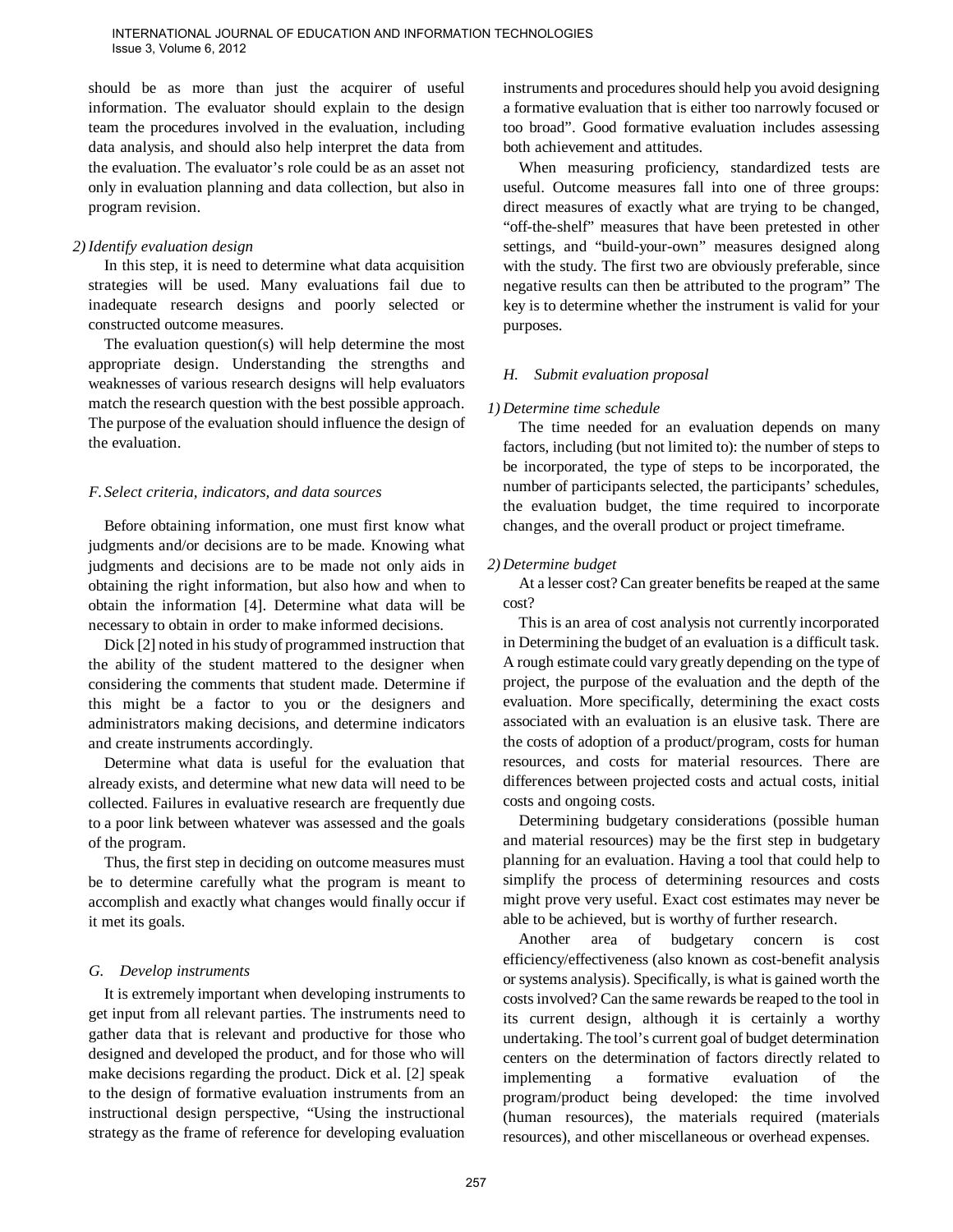should be as more than just the acquirer of useful information. The evaluator should explain to the design team the procedures involved in the evaluation, including data analysis, and should also help interpret the data from the evaluation. The evaluator's role could be as an asset not only in evaluation planning and data collection, but also in program revision.

*2) Identify evaluation design*

In this step, it is need to determine what data acquisition strategies will be used. Many evaluations fail due to inadequate research designs and poorly selected or constructed outcome measures.

The evaluation question(s) will help determine the most appropriate design. Understanding the strengths and weaknesses of various research designs will help evaluators match the research question with the best possible approach. The purpose of the evaluation should influence the design of the evaluation.

### *F. Select criteria, indicators, and data sources*

Before obtaining information, one must first know what judgments and/or decisions are to be made. Knowing what judgments and decisions are to be made not only aids in obtaining the right information, but also how and when to obtain the information [4]. Determine what data will be necessary to obtain in order to make informed decisions.

Dick [2] noted in his study of programmed instruction that the ability of the student mattered to the designer when considering the comments that student made. Determine if this might be a factor to you or the designers and administrators making decisions, and determine indicators and create instruments accordingly.

Determine what data is useful for the evaluation that already exists, and determine what new data will need to be collected. Failures in evaluative research are frequently due to a poor link between whatever was assessed and the goals of the program.

Thus, the first step in deciding on outcome measures must be to determine carefully what the program is meant to accomplish and exactly what changes would finally occur if it met its goals.

### *G. Develop instruments*

It is extremely important when developing instruments to get input from all relevant parties. The instruments need to gather data that is relevant and productive for those who designed and developed the product, and for those who will make decisions regarding the product. Dick et al. [2] speak to the design of formative evaluation instruments from an instructional design perspective, "Using the instructional strategy as the frame of reference for developing evaluation instruments and procedures should help you avoid designing a formative evaluation that is either too narrowly focused or too broad". Good formative evaluation includes assessing both achievement and attitudes.

When measuring proficiency, standardized tests are useful. Outcome measures fall into one of three groups: direct measures of exactly what are trying to be changed, "off-the-shelf" measures that have been pretested in other settings, and "build-your-own" measures designed along with the study. The first two are obviously preferable, since negative results can then be attributed to the program" The key is to determine whether the instrument is valid for your purposes.

### *H. Submit evaluation proposal*

*1) Determine time schedule*

The time needed for an evaluation depends on many factors, including (but not limited to): the number of steps to be incorporated, the type of steps to be incorporated, the number of participants selected, the participants' schedules, the evaluation budget, the time required to incorporate changes, and the overall product or project timeframe.

*2) Determine budget*

At a lesser cost? Can greater benefits be reaped at the same cost?

This is an area of cost analysis not currently incorporated in Determining the budget of an evaluation is a difficult task. A rough estimate could vary greatly depending on the type of project, the purpose of the evaluation and the depth of the evaluation. More specifically, determining the exact costs associated with an evaluation is an elusive task. There are the costs of adoption of a product/program, costs for human resources, and costs for material resources. There are differences between projected costs and actual costs, initial costs and ongoing costs.

Determining budgetary considerations (possible human and material resources) may be the first step in budgetary planning for an evaluation. Having a tool that could help to simplify the process of determining resources and costs might prove very useful. Exact cost estimates may never be able to be achieved, but is worthy of further research.

Another area of budgetary concern is cost efficiency/effectiveness (also known as cost-benefit analysis or systems analysis). Specifically, is what is gained worth the costs involved? Can the same rewards be reaped to the tool in its current design, although it is certainly a worthy undertaking. The tool's current goal of budget determination centers on the determination of factors directly related to implementing a formative evaluation of the program/product being developed: the time involved (human resources), the materials required (materials resources), and other miscellaneous or overhead expenses.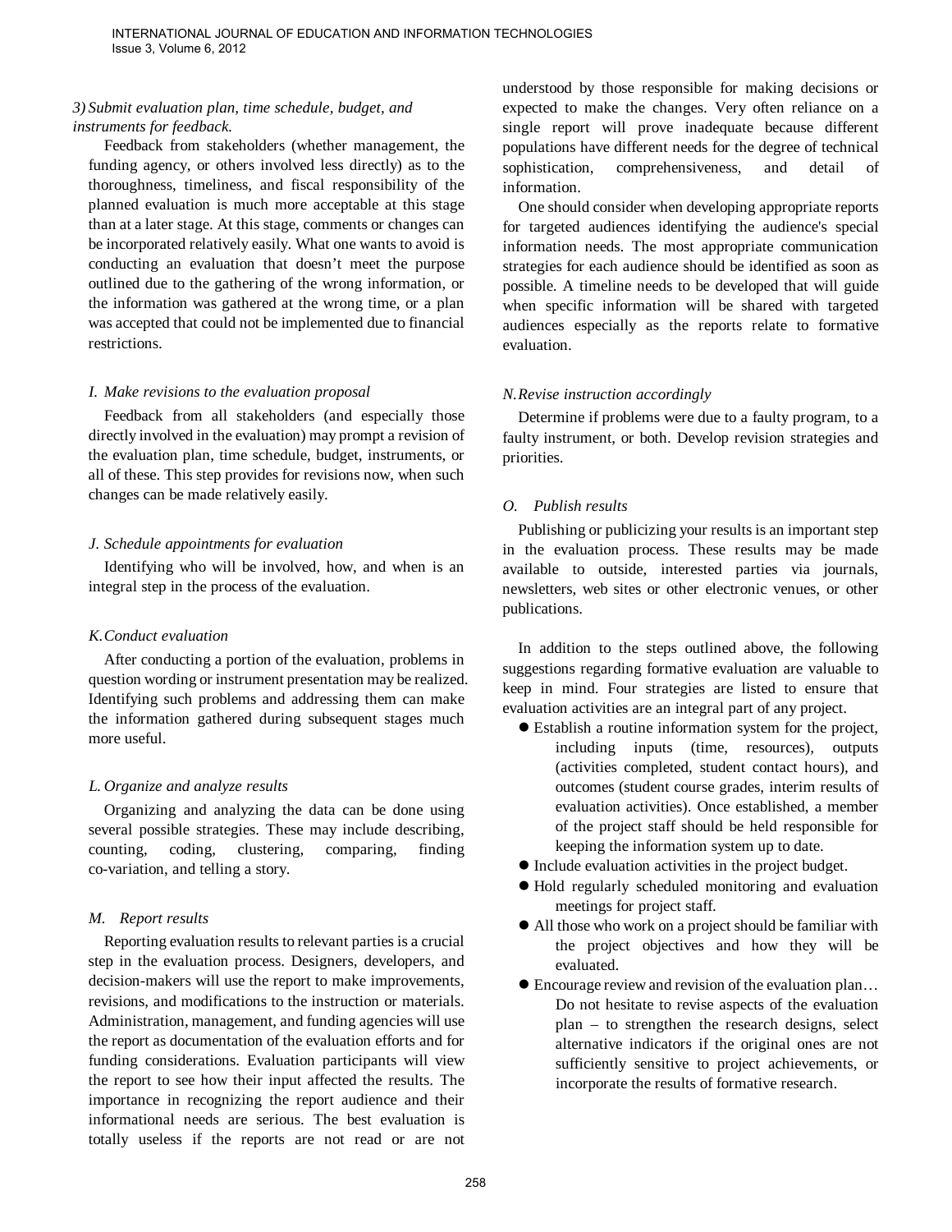*3) Submit evaluation plan, time schedule, budget, and instruments for feedback.*

Feedback from stakeholders (whether management, the funding agency, or others involved less directly) as to the thoroughness, timeliness, and fiscal responsibility of the planned evaluation is much more acceptable at this stage than at a later stage. At this stage, comments or changes can be incorporated relatively easily. What one wants to avoid is conducting an evaluation that doesn't meet the purpose outlined due to the gathering of the wrong information, or the information was gathered at the wrong time, or a plan was accepted that could not be implemented due to financial restrictions.

### *I. Make revisions to the evaluation proposal*

Feedback from all stakeholders (and especially those directly involved in the evaluation) may prompt a revision of the evaluation plan, time schedule, budget, instruments, or all of these. This step provides for revisions now, when such changes can be made relatively easily.

### *J. Schedule appointments for evaluation*

Identifying who will be involved, how, and when is an integral step in the process of the evaluation.

### *K. Conduct evaluation*

After conducting a portion of the evaluation, problems in question wording or instrument presentation may be realized. Identifying such problems and addressing them can make the information gathered during subsequent stages much more useful.

### *L. Organize and analyze results*

Organizing and analyzing the data can be done using several possible strategies. These may include describing, counting, coding, clustering, comparing, finding co-variation, and telling a story.

### *M. Report results*

Reporting evaluation results to relevant parties is a crucial step in the evaluation process. Designers, developers, and decision-makers will use the report to make improvements, revisions, and modifications to the instruction or materials. Administration, management, and funding agencies will use the report as documentation of the evaluation efforts and for funding considerations. Evaluation participants will view the report to see how their input affected the results. The importance in recognizing the report audience and their informational needs are serious. The best evaluation is totally useless if the reports are not read or are not understood by those responsible for making decisions or expected to make the changes. Very often reliance on a single report will prove inadequate because different populations have different needs for the degree of technical sophistication, comprehensiveness, and detail of information.

One should consider when developing appropriate reports for targeted audiences identifying the audience's special information needs. The most appropriate communication strategies for each audience should be identified as soon as possible. A timeline needs to be developed that will guide when specific information will be shared with targeted audiences especially as the reports relate to formative evaluation.

### *N. Revise instruction accordingly*

Determine if problems were due to a faulty program, to a faulty instrument, or both. Develop revision strategies and priorities.

### *O. Publish results*

Publishing or publicizing your results is an important step in the evaluation process. These results may be made available to outside, interested parties via journals, newsletters, web sites or other electronic venues, or other publications.

In addition to the steps outlined above, the following suggestions regarding formative evaluation are valuable to keep in mind. Four strategies are listed to ensure that evaluation activities are an integral part of any project.

- Establish a routine information system for the project, including inputs (time, resources), outputs (activities completed, student contact hours), and outcomes (student course grades, interim results of evaluation activities). Once established, a member of the project staff should be held responsible for keeping the information system up to date.
- Include evaluation activities in the project budget.
- Hold regularly scheduled monitoring and evaluation meetings for project staff.
- All those who work on a project should be familiar with the project objectives and how they will be evaluated.
- Encourage review and revision of the evaluation plan… Do not hesitate to revise aspects of the evaluation plan – to strengthen the research designs, select alternative indicators if the original ones are not sufficiently sensitive to project achievements, or incorporate the results of formative research.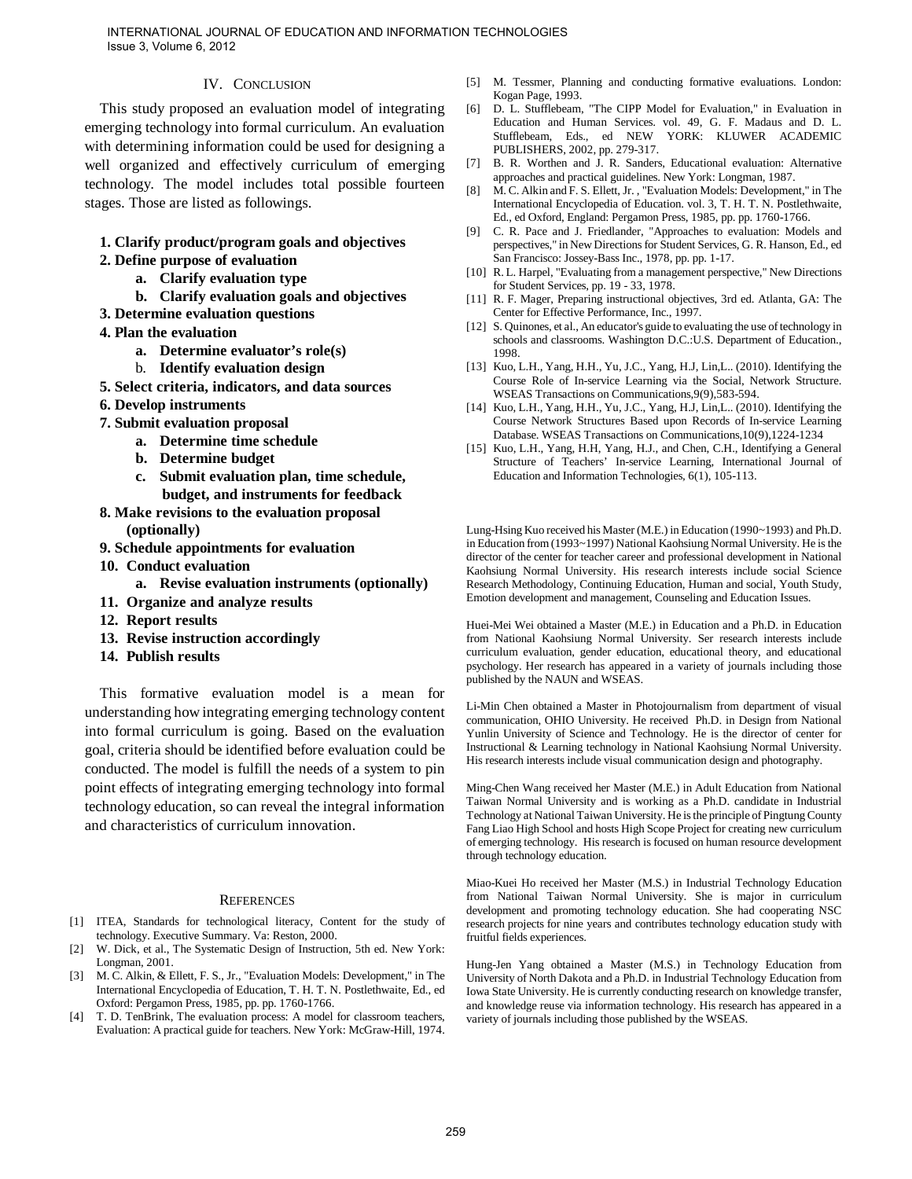## IV. Conclusion

This study proposed an evaluation model of integrating emerging technology into formal curriculum. An evaluation with determining information could be used for designing a well organized and effectively curriculum of emerging technology. The model includes total possible fourteen stages. Those are listed as followings.

**1. Clarify product/program goals and objectives**

**2. Define purpose of evaluation**

- **a. Clarify evaluation type**
- **b. Clarify evaluation goals and objectives**

**3. Determine evaluation questions**

**4. Plan the evaluation**

- **a. Determine evaluator's role(s)**
- b. **Identify evaluation design**

**5. Select criteria, indicators, and data sources**

**6. Develop instruments**

**7. Submit evaluation proposal**

- **a. Determine time schedule**
- **b. Determine budget**
- **c. Submit evaluation plan, time schedule, budget, and instruments for feedback**

**8. Make revisions to the evaluation proposal (optionally)**

**9. Schedule appointments for evaluation**

**10. Conduct evaluation**

- **a. Revise evaluation instruments (optionally)**

**11. Organize and analyze results**

**12. Report results**

**13. Revise instruction accordingly**

**14. Publish results**

This formative evaluation model is a mean for understanding how integrating emerging technology content into formal curriculum is going. Based on the evaluation goal, criteria should be identified before evaluation could be conducted. The model is fulfill the needs of a system to pin point effects of integrating emerging technology into formal technology education, so can reveal the integral information and characteristics of curriculum innovation.

## References

[1] ITEA, Standards for technological literacy, Content for the study of technology. Executive Summary. Va: Reston, 2000.

[2] W. Dick, et al., The Systematic Design of Instruction, 5th ed. New York: Longman, 2001.

[3] M. C. Alkin, & Ellett, F. S., Jr., "Evaluation Models: Development," in The International Encyclopedia of Education, T. H. T. N. Postlethwaite, Ed., ed Oxford: Pergamon Press, 1985, pp. pp. 1760-1766.

[4] T. D. TenBrink, The evaluation process: A model for classroom teachers, Evaluation: A practical guide for teachers. New York: McGraw-Hill, 1974.

[5] M. Tessmer, Planning and conducting formative evaluations. London: Kogan Page, 1993.

[6] D. L. Stufflebeam, "The CIPP Model for Evaluation," in Evaluation in Education and Human Services. vol. 49, G. F. Madaus and D. L. Stufflebeam, Eds., ed NEW YORK: KLUWER ACADEMIC PUBLISHERS, 2002, pp. 279-317.

[7] B. R. Worthen and J. R. Sanders, Educational evaluation: Alternative approaches and practical guidelines. New York: Longman, 1987.

[8] M. C. Alkin and F. S. Ellett, Jr. , "Evaluation Models: Development," in The International Encyclopedia of Education. vol. 3, T. H. T. N. Postlethwaite, Ed., ed Oxford, England: Pergamon Press, 1985, pp. pp. 1760-1766.

[9] C. R. Pace and J. Friedlander, "Approaches to evaluation: Models and perspectives," in New Directions for Student Services, G. R. Hanson, Ed., ed San Francisco: Jossey-Bass Inc., 1978, pp. pp. 1-17.

[10] R. L. Harpel, "Evaluating from a management perspective," New Directions for Student Services, pp. 19 - 33, 1978.

[11] R. F. Mager, Preparing instructional objectives, 3rd ed. Atlanta, GA: The Center for Effective Performance, Inc., 1997.

[12] S. Quinones, et al., An educator's guide to evaluating the use of technology in schools and classrooms. Washington D.C.:U.S. Department of Education., 1998.

[13] Kuo, L.H., Yang, H.H., Yu, J.C., Yang, H.J, Lin,L.. (2010). Identifying the Course Role of In-service Learning via the Social, Network Structure. WSEAS Transactions on Communications,9(9),583-594.

[14] Kuo, L.H., Yang, H.H., Yu, J.C., Yang, H.J, Lin,L.. (2010). Identifying the Course Network Structures Based upon Records of In-service Learning Database. WSEAS Transactions on Communications,10(9),1224-1234

[15] Kuo, L.H., Yang, H.H, Yang, H.J., and Chen, C.H., Identifying a General Structure of Teachers' In-service Learning, International Journal of Education and Information Technologies, 6(1), 105-113.

Lung-Hsing Kuo received his Master (M.E.) in Education (1990~1993) and Ph.D. in Education from (1993~1997) National Kaohsiung Normal University. He is the director of the center for teacher career and professional development in National Kaohsiung Normal University. His research interests include social Science Research Methodology, Continuing Education, Human and social, Youth Study, Emotion development and management, Counseling and Education Issues.

Huei-Mei Wei obtained a Master (M.E.) in Education and a Ph.D. in Education from National Kaohsiung Normal University. Ser research interests include curriculum evaluation, gender education, educational theory, and educational psychology. Her research has appeared in a variety of journals including those published by the NAUN and WSEAS.

Li-Min Chen obtained a Master in Photojournalism from department of visual communication, OHIO University. He received Ph.D. in Design from National Yunlin University of Science and Technology. He is the director of center for Instructional & Learning technology in National Kaohsiung Normal University. His research interests include visual communication design and photography.

Ming-Chen Wang received her Master (M.E.) in Adult Education from National Taiwan Normal University and is working as a Ph.D. candidate in Industrial Technology at National Taiwan University. He is the principle of Pingtung County Fang Liao High School and hosts High Scope Project for creating new curriculum of emerging technology. His research is focused on human resource development through technology education.

Miao-Kuei Ho received her Master (M.S.) in Industrial Technology Education from National Taiwan Normal University. She is major in curriculum development and promoting technology education. She had cooperating NSC research projects for nine years and contributes technology education study with fruitful fields experiences.

Hung-Jen Yang obtained a Master (M.S.) in Technology Education from University of North Dakota and a Ph.D. in Industrial Technology Education from Iowa State University. He is currently conducting research on knowledge transfer, and knowledge reuse via information technology. His research has appeared in a variety of journals including those published by the WSEAS.